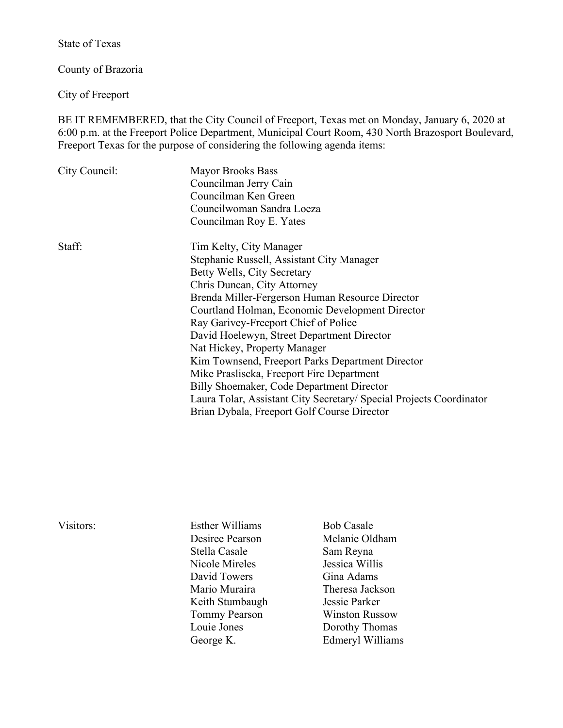State of Texas

County of Brazoria

City of Freeport

BE IT REMEMBERED, that the City Council of Freeport, Texas met on Monday, January 6, 2020 at 6:00 p.m. at the Freeport Police Department, Municipal Court Room, 430 North Brazosport Boulevard, Freeport Texas for the purpose of considering the following agenda items:

City Council:

- Mayor Brooks Bass
- Councilman Jerry Cain
- Councilman Ken Green
- Councilwoman Sandra Loeza
- Councilman Roy E. Yates

Staff:

- Tim Kelty, City Manager
- Stephanie Russell, Assistant City Manager
- Betty Wells, City Secretary
- Chris Duncan, City Attorney
- Brenda Miller-Fergerson Human Resource Director
- Courtland Holman, Economic Development Director
- Ray Garivey-Freeport Chief of Police
- David Hoelewyn, Street Department Director
- Nat Hickey, Property Manager
- Kim Townsend, Freeport Parks Department Director
- Mike Prasliscka, Freeport Fire Department
- Billy Shoemaker, Code Department Director
- Laura Tolar, Assistant City Secretary/ Special Projects Coordinator
- Brian Dybala, Freeport Golf Course Director

Visitors:

| | |
|---|---|
| Esther Williams | Bob Casale |
| Desiree Pearson | Melanie Oldham |
| Stella Casale | Sam Reyna |
| Nicole Mireles | Jessica Willis |
| David Towers | Gina Adams |
| Mario Muraira | Theresa Jackson |
| Keith Stumbaugh | Jessie Parker |
| Tommy Pearson | Winston Russow |
| Louie Jones | Dorothy Thomas |
| George K. | Edmeryl Williams |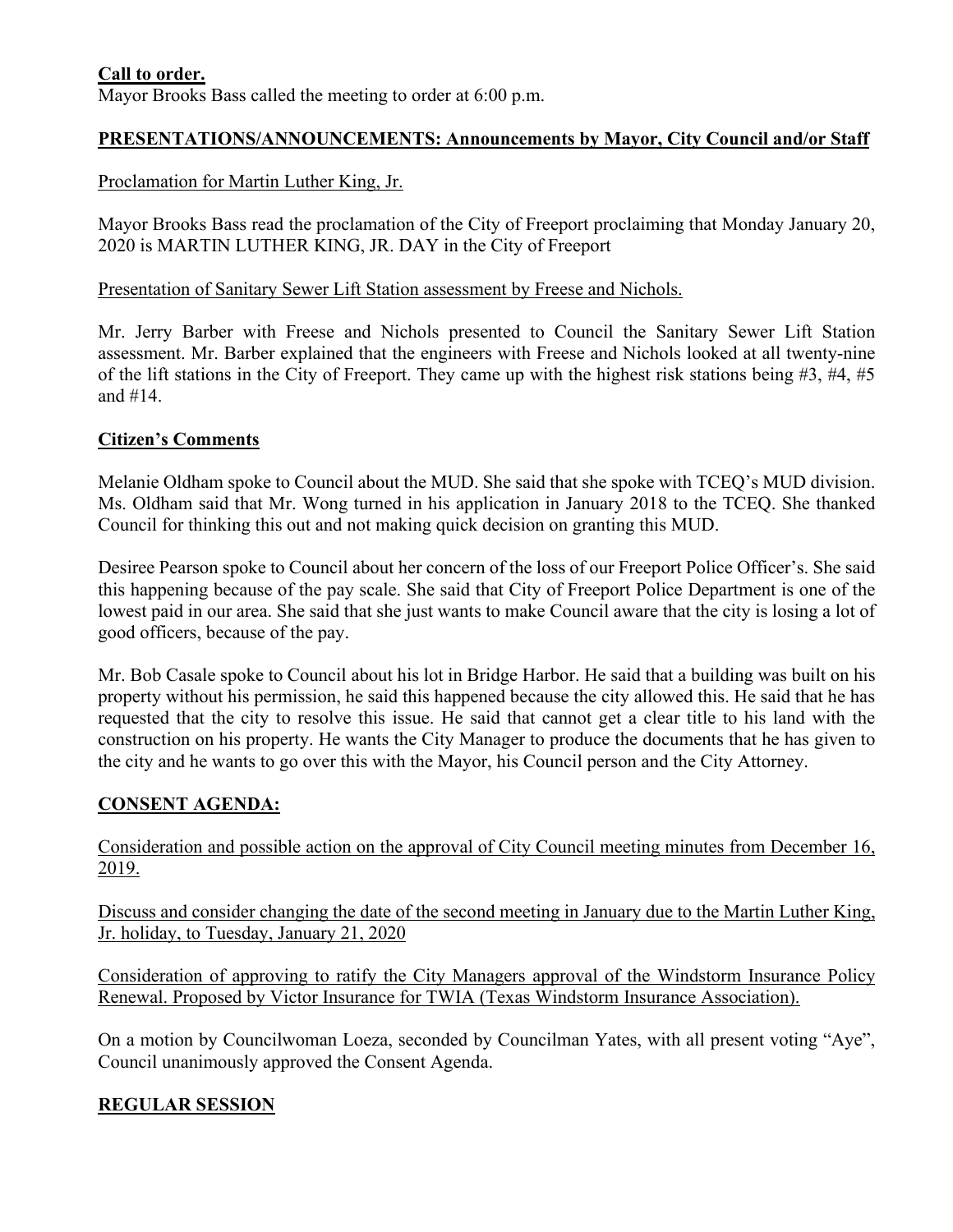**Call to order.**
Mayor Brooks Bass called the meeting to order at 6:00 p.m.

**PRESENTATIONS/ANNOUNCEMENTS: Announcements by Mayor, City Council and/or Staff**

Proclamation for Martin Luther King, Jr.

Mayor Brooks Bass read the proclamation of the City of Freeport proclaiming that Monday January 20, 2020 is MARTIN LUTHER KING, JR. DAY in the City of Freeport

Presentation of Sanitary Sewer Lift Station assessment by Freese and Nichols.

Mr. Jerry Barber with Freese and Nichols presented to Council the Sanitary Sewer Lift Station assessment. Mr. Barber explained that the engineers with Freese and Nichols looked at all twenty-nine of the lift stations in the City of Freeport. They came up with the highest risk stations being #3, #4, #5 and #14.

**Citizen's Comments**

Melanie Oldham spoke to Council about the MUD. She said that she spoke with TCEQ's MUD division. Ms. Oldham said that Mr. Wong turned in his application in January 2018 to the TCEQ. She thanked Council for thinking this out and not making quick decision on granting this MUD.

Desiree Pearson spoke to Council about her concern of the loss of our Freeport Police Officer's. She said this happening because of the pay scale. She said that City of Freeport Police Department is one of the lowest paid in our area. She said that she just wants to make Council aware that the city is losing a lot of good officers, because of the pay.

Mr. Bob Casale spoke to Council about his lot in Bridge Harbor. He said that a building was built on his property without his permission, he said this happened because the city allowed this. He said that he has requested that the city to resolve this issue. He said that cannot get a clear title to his land with the construction on his property. He wants the City Manager to produce the documents that he has given to the city and he wants to go over this with the Mayor, his Council person and the City Attorney.

**CONSENT AGENDA:**

Consideration and possible action on the approval of City Council meeting minutes from December 16, 2019.

Discuss and consider changing the date of the second meeting in January due to the Martin Luther King, Jr. holiday, to Tuesday, January 21, 2020

Consideration of approving to ratify the City Managers approval of the Windstorm Insurance Policy Renewal. Proposed by Victor Insurance for TWIA (Texas Windstorm Insurance Association).

On a motion by Councilwoman Loeza, seconded by Councilman Yates, with all present voting "Aye", Council unanimously approved the Consent Agenda.

**REGULAR SESSION**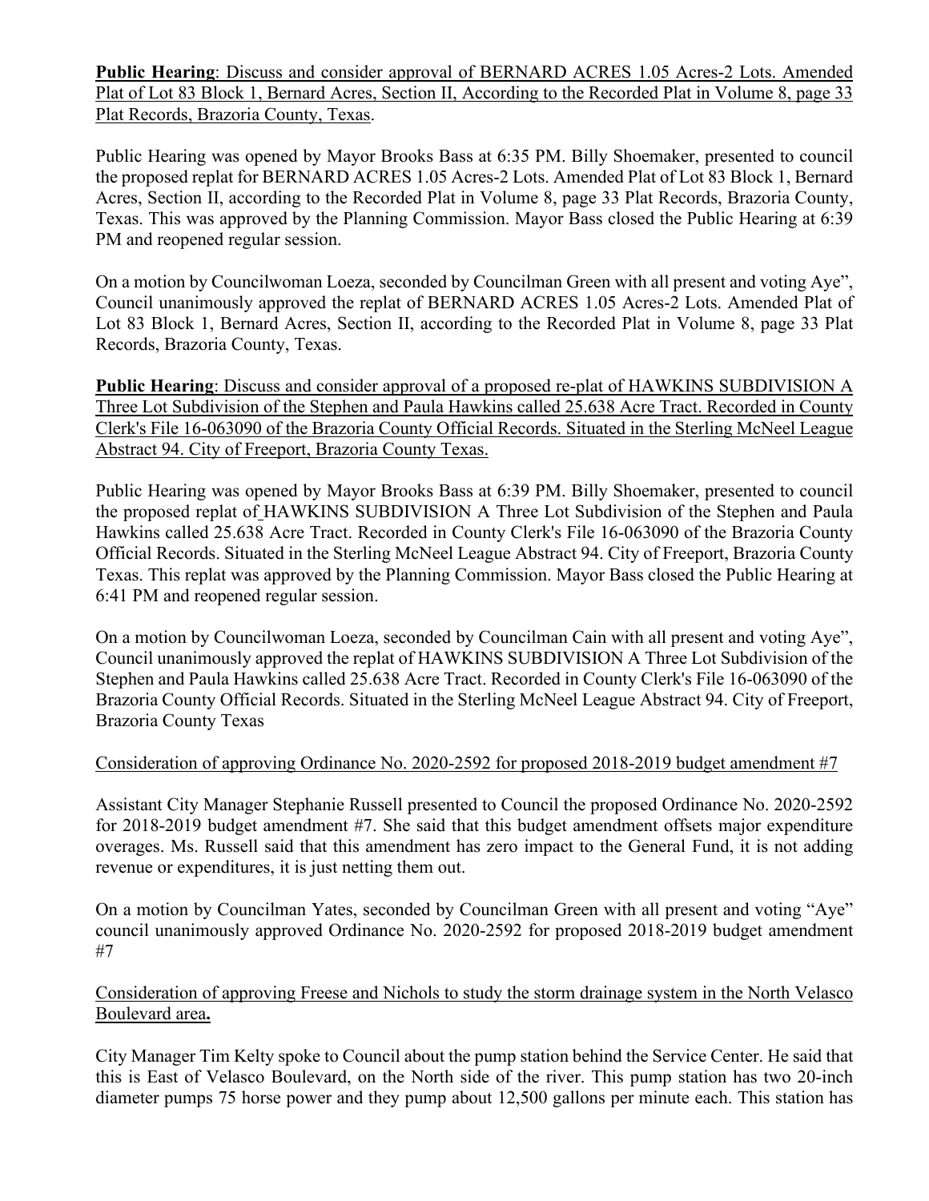**Public Hearing**: Discuss and consider approval of BERNARD ACRES 1.05 Acres-2 Lots. Amended Plat of Lot 83 Block 1, Bernard Acres, Section II, According to the Recorded Plat in Volume 8, page 33 Plat Records, Brazoria County, Texas.

Public Hearing was opened by Mayor Brooks Bass at 6:35 PM. Billy Shoemaker, presented to council the proposed replat for BERNARD ACRES 1.05 Acres-2 Lots. Amended Plat of Lot 83 Block 1, Bernard Acres, Section II, according to the Recorded Plat in Volume 8, page 33 Plat Records, Brazoria County, Texas. This was approved by the Planning Commission. Mayor Bass closed the Public Hearing at 6:39 PM and reopened regular session.

On a motion by Councilwoman Loeza, seconded by Councilman Green with all present and voting Aye", Council unanimously approved the replat of BERNARD ACRES 1.05 Acres-2 Lots. Amended Plat of Lot 83 Block 1, Bernard Acres, Section II, according to the Recorded Plat in Volume 8, page 33 Plat Records, Brazoria County, Texas.

**Public Hearing**: Discuss and consider approval of a proposed re-plat of HAWKINS SUBDIVISION A Three Lot Subdivision of the Stephen and Paula Hawkins called 25.638 Acre Tract. Recorded in County Clerk's File 16-063090 of the Brazoria County Official Records. Situated in the Sterling McNeel League Abstract 94. City of Freeport, Brazoria County Texas.

Public Hearing was opened by Mayor Brooks Bass at 6:39 PM. Billy Shoemaker, presented to council the proposed replat of HAWKINS SUBDIVISION A Three Lot Subdivision of the Stephen and Paula Hawkins called 25.638 Acre Tract. Recorded in County Clerk's File 16-063090 of the Brazoria County Official Records. Situated in the Sterling McNeel League Abstract 94. City of Freeport, Brazoria County Texas. This replat was approved by the Planning Commission. Mayor Bass closed the Public Hearing at 6:41 PM and reopened regular session.

On a motion by Councilwoman Loeza, seconded by Councilman Cain with all present and voting Aye", Council unanimously approved the replat of HAWKINS SUBDIVISION A Three Lot Subdivision of the Stephen and Paula Hawkins called 25.638 Acre Tract. Recorded in County Clerk's File 16-063090 of the Brazoria County Official Records. Situated in the Sterling McNeel League Abstract 94. City of Freeport, Brazoria County Texas

Consideration of approving Ordinance No. 2020-2592 for proposed 2018-2019 budget amendment #7

Assistant City Manager Stephanie Russell presented to Council the proposed Ordinance No. 2020-2592 for 2018-2019 budget amendment #7. She said that this budget amendment offsets major expenditure overages. Ms. Russell said that this amendment has zero impact to the General Fund, it is not adding revenue or expenditures, it is just netting them out.

On a motion by Councilman Yates, seconded by Councilman Green with all present and voting "Aye" council unanimously approved Ordinance No. 2020-2592 for proposed 2018-2019 budget amendment #7

Consideration of approving Freese and Nichols to study the storm drainage system in the North Velasco Boulevard area**.**

City Manager Tim Kelty spoke to Council about the pump station behind the Service Center. He said that this is East of Velasco Boulevard, on the North side of the river. This pump station has two 20-inch diameter pumps 75 horse power and they pump about 12,500 gallons per minute each. This station has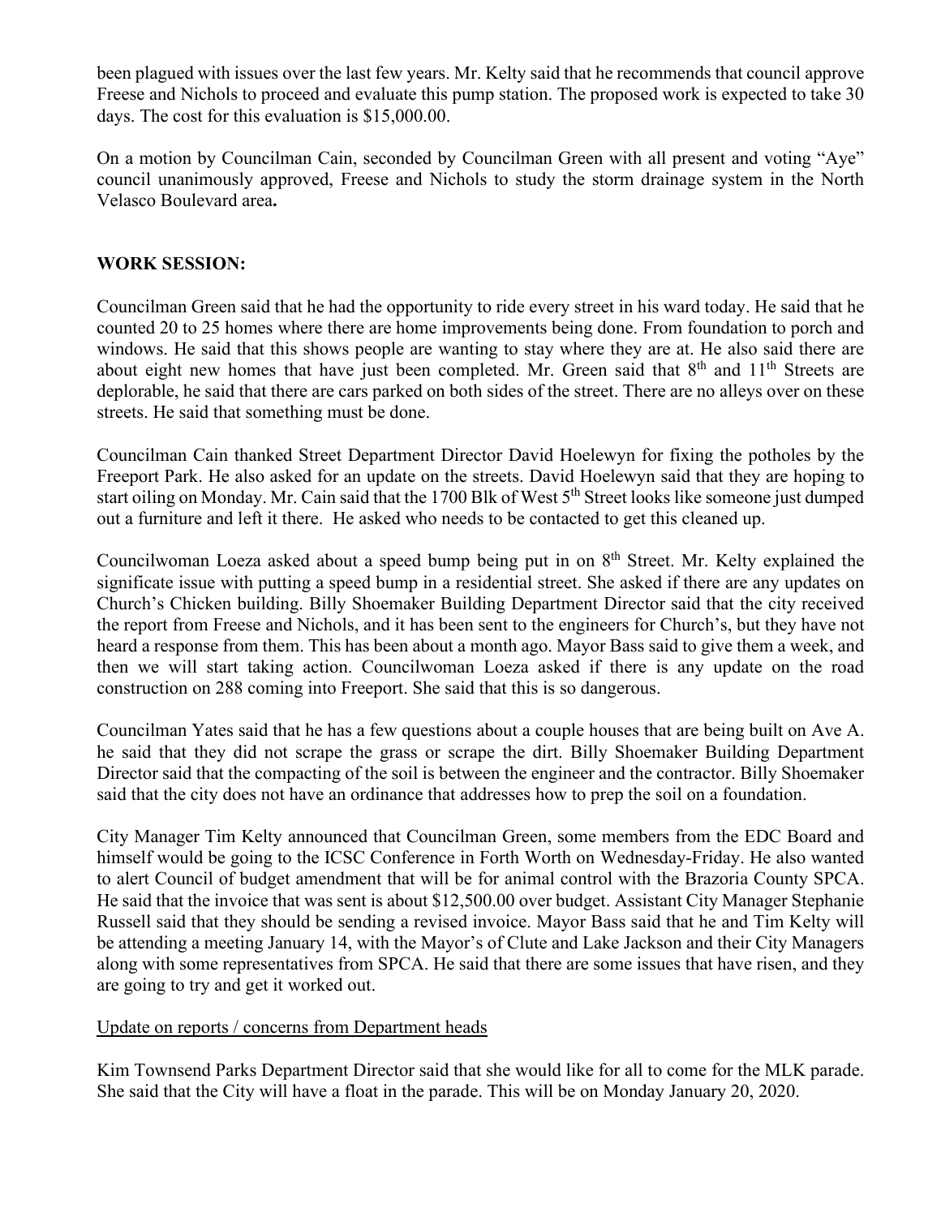been plagued with issues over the last few years. Mr. Kelty said that he recommends that council approve Freese and Nichols to proceed and evaluate this pump station. The proposed work is expected to take 30 days. The cost for this evaluation is $15,000.00.

On a motion by Councilman Cain, seconded by Councilman Green with all present and voting "Aye" council unanimously approved, Freese and Nichols to study the storm drainage system in the North Velasco Boulevard area**.**

**WORK SESSION:**

Councilman Green said that he had the opportunity to ride every street in his ward today. He said that he counted 20 to 25 homes where there are home improvements being done. From foundation to porch and windows. He said that this shows people are wanting to stay where they are at. He also said there are about eight new homes that have just been completed. Mr. Green said that 8th and 11th Streets are deplorable, he said that there are cars parked on both sides of the street. There are no alleys over on these streets. He said that something must be done.

Councilman Cain thanked Street Department Director David Hoelewyn for fixing the potholes by the Freeport Park. He also asked for an update on the streets. David Hoelewyn said that they are hoping to start oiling on Monday. Mr. Cain said that the 1700 Blk of West 5th Street looks like someone just dumped out a furniture and left it there. He asked who needs to be contacted to get this cleaned up.

Councilwoman Loeza asked about a speed bump being put in on 8th Street. Mr. Kelty explained the significate issue with putting a speed bump in a residential street. She asked if there are any updates on Church's Chicken building. Billy Shoemaker Building Department Director said that the city received the report from Freese and Nichols, and it has been sent to the engineers for Church's, but they have not heard a response from them. This has been about a month ago. Mayor Bass said to give them a week, and then we will start taking action. Councilwoman Loeza asked if there is any update on the road construction on 288 coming into Freeport. She said that this is so dangerous.

Councilman Yates said that he has a few questions about a couple houses that are being built on Ave A. he said that they did not scrape the grass or scrape the dirt. Billy Shoemaker Building Department Director said that the compacting of the soil is between the engineer and the contractor. Billy Shoemaker said that the city does not have an ordinance that addresses how to prep the soil on a foundation.

City Manager Tim Kelty announced that Councilman Green, some members from the EDC Board and himself would be going to the ICSC Conference in Forth Worth on Wednesday-Friday. He also wanted to alert Council of budget amendment that will be for animal control with the Brazoria County SPCA. He said that the invoice that was sent is about $12,500.00 over budget. Assistant City Manager Stephanie Russell said that they should be sending a revised invoice. Mayor Bass said that he and Tim Kelty will be attending a meeting January 14, with the Mayor's of Clute and Lake Jackson and their City Managers along with some representatives from SPCA. He said that there are some issues that have risen, and they are going to try and get it worked out.

<u>Update on reports / concerns from Department heads</u>

Kim Townsend Parks Department Director said that she would like for all to come for the MLK parade. She said that the City will have a float in the parade. This will be on Monday January 20, 2020.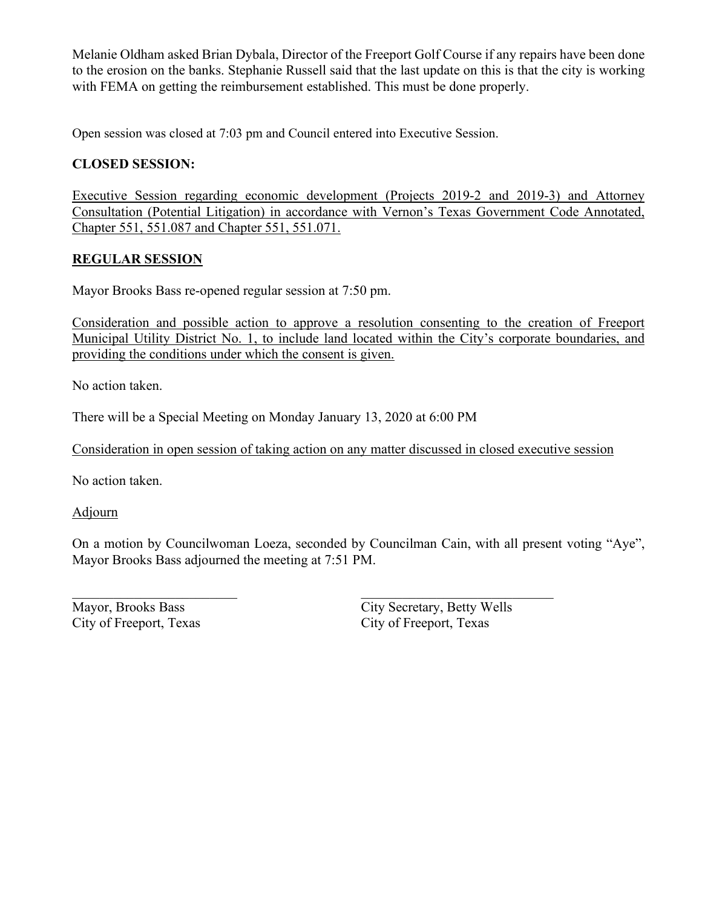Melanie Oldham asked Brian Dybala, Director of the Freeport Golf Course if any repairs have been done to the erosion on the banks. Stephanie Russell said that the last update on this is that the city is working with FEMA on getting the reimbursement established. This must be done properly.

Open session was closed at 7:03 pm and Council entered into Executive Session.

**CLOSED SESSION:**

Executive Session regarding economic development (Projects 2019-2 and 2019-3) and Attorney Consultation (Potential Litigation) in accordance with Vernon's Texas Government Code Annotated, Chapter 551, 551.087 and Chapter 551, 551.071.

**REGULAR SESSION**

Mayor Brooks Bass re-opened regular session at 7:50 pm.

Consideration and possible action to approve a resolution consenting to the creation of Freeport Municipal Utility District No. 1, to include land located within the City's corporate boundaries, and providing the conditions under which the consent is given.

No action taken.

There will be a Special Meeting on Monday January 13, 2020 at 6:00 PM

Consideration in open session of taking action on any matter discussed in closed executive session

No action taken.

Adjourn

On a motion by Councilwoman Loeza, seconded by Councilman Cain, with all present voting "Aye", Mayor Brooks Bass adjourned the meeting at 7:51 PM.

| | |
|---|---|
| \_\_\_\_\_\_\_\_\_\_\_\_\_\_\_\_\_\_\_\_\_\_\_\_ | \_\_\_\_\_\_\_\_\_\_\_\_\_\_\_\_\_\_\_\_\_\_\_\_\_\_\_\_ |
| Mayor, Brooks Bass | City Secretary, Betty Wells |
| City of Freeport, Texas | City of Freeport, Texas |